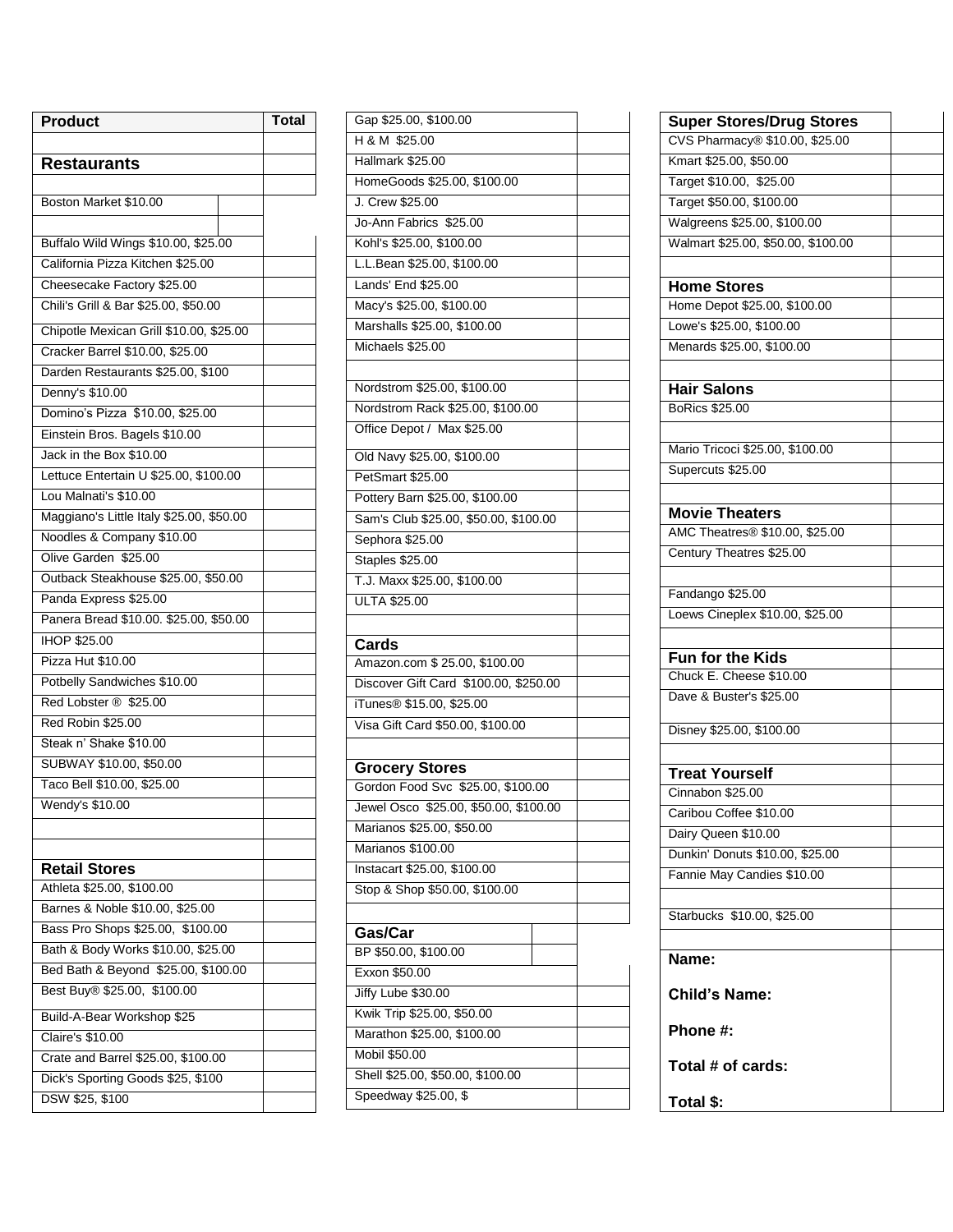| Product | Total |
| --- | --- |
| | |
| **Restaurants** | |
| | |
| Boston Market $10.00 | |
| | |
| Buffalo Wild Wings $10.00, $25.00 | |
| California Pizza Kitchen $25.00 | |
| Cheesecake Factory $25.00 | |
| Chili's Grill & Bar $25.00, $50.00 | |
| Chipotle Mexican Grill $10.00, $25.00 | |
| Cracker Barrel $10.00, $25.00 | |
| Darden Restaurants $25.00, $100 | |
| Denny's $10.00 | |
| Domino's Pizza $10.00, $25.00 | |
| Einstein Bros. Bagels $10.00 | |
| Jack in the Box $10.00 | |
| Lettuce Entertain U $25.00, $100.00 | |
| Lou Malnati's $10.00 | |
| Maggiano's Little Italy $25.00, $50.00 | |
| Noodles & Company $10.00 | |
| Olive Garden $25.00 | |
| Outback Steakhouse $25.00, $50.00 | |
| Panda Express $25.00 | |
| Panera Bread $10.00. $25.00, $50.00 | |
| IHOP $25.00 | |
| Pizza Hut $10.00 | |
| Potbelly Sandwiches $10.00 | |
| Red Lobster ® $25.00 | |
| Red Robin $25.00 | |
| Steak n' Shake $10.00 | |
| SUBWAY $10.00, $50.00 | |
| Taco Bell $10.00, $25.00 | |
| Wendy's $10.00 | |
| | |
| | |
| **Retail Stores** | |
| Athleta $25.00, $100.00 | |
| Barnes & Noble $10.00, $25.00 | |
| Bass Pro Shops $25.00, $100.00 | |
| Bath & Body Works $10.00, $25.00 | |
| Bed Bath & Beyond $25.00, $100.00 | |
| Best Buy® $25.00, $100.00 | |
| Build-A-Bear Workshop $25 | |
| Claire's $10.00 | |
| Crate and Barrel $25.00, $100.00 | |
| Dick's Sporting Goods $25, $100 | |
| DSW $25, $100 | |
| Gap $25.00, $100.00 | |
| H & M $25.00 | |
| Hallmark $25.00 | |
| HomeGoods $25.00, $100.00 | |
| J. Crew $25.00 | |
| Jo-Ann Fabrics $25.00 | |
| Kohl's $25.00, $100.00 | |
| L.L.Bean $25.00, $100.00 | |
| Lands' End $25.00 | |
| Macy's $25.00, $100.00 | |
| Marshalls $25.00, $100.00 | |
| Michaels $25.00 | |
| | |
| Nordstrom $25.00, $100.00 | |
| Nordstrom Rack $25.00, $100.00 | |
| Office Depot / Max $25.00 | |
| Old Navy $25.00, $100.00 | |
| PetSmart $25.00 | |
| Pottery Barn $25.00, $100.00 | |
| Sam's Club $25.00, $50.00, $100.00 | |
| Sephora $25.00 | |
| Staples $25.00 | |
| T.J. Maxx $25.00, $100.00 | |
| ULTA $25.00 | |
| | |
| **Cards** | |
| Amazon.com $ 25.00, $100.00 | |
| Discover Gift Card $100.00, $250.00 | |
| iTunes® $15.00, $25.00 | |
| Visa Gift Card $50.00, $100.00 | |
| | |
| **Grocery Stores** | |
| Gordon Food Svc $25.00, $100.00 | |
| Jewel Osco $25.00, $50.00, $100.00 | |
| Marianos $25.00, $50.00 | |
| Marianos $100.00 | |
| Instacart $25.00, $100.00 | |
| Stop & Shop $50.00, $100.00 | |
| | |
| **Gas/Car** | |
| BP $50.00, $100.00 | |
| Exxon $50.00 | |
| Jiffy Lube $30.00 | |
| Kwik Trip $25.00, $50.00 | |
| Marathon $25.00, $100.00 | |
| Mobil $50.00 | |
| Shell $25.00, $50.00, $100.00 | |
| Speedway $25.00, $ | |
| **Super Stores/Drug Stores** | |
| CVS Pharmacy® $10.00, $25.00 | |
| Kmart $25.00, $50.00 | |
| Target $10.00, $25.00 | |
| Target $50.00, $100.00 | |
| Walgreens $25.00, $100.00 | |
| Walmart $25.00, $50.00, $100.00 | |
| | |
| **Home Stores** | |
| Home Depot $25.00, $100.00 | |
| Lowe's $25.00, $100.00 | |
| Menards $25.00, $100.00 | |
| | |
| **Hair Salons** | |
| BoRics $25.00 | |
| | |
| Mario Tricoci $25.00, $100.00 | |
| Supercuts $25.00 | |
| | |
| **Movie Theaters** | |
| AMC Theatres® $10.00, $25.00 | |
| Century Theatres $25.00 | |
| | |
| Fandango $25.00 | |
| Loews Cineplex $10.00, $25.00 | |
| | |
| **Fun for the Kids** | |
| Chuck E. Cheese $10.00 | |
| Dave & Buster's $25.00 | |
| Disney $25.00, $100.00 | |
| | |
| **Treat Yourself** | |
| Cinnabon $25.00 | |
| Caribou Coffee $10.00 | |
| Dairy Queen $10.00 | |
| Dunkin' Donuts $10.00, $25.00 | |
| Fannie May Candies $10.00 | |
| | |
| Starbucks $10.00, $25.00 | |
| | |
| **Name:** | |
| **Child's Name:** | |
| **Phone #:** | |
| **Total # of cards:** | |
| **Total $:** | |